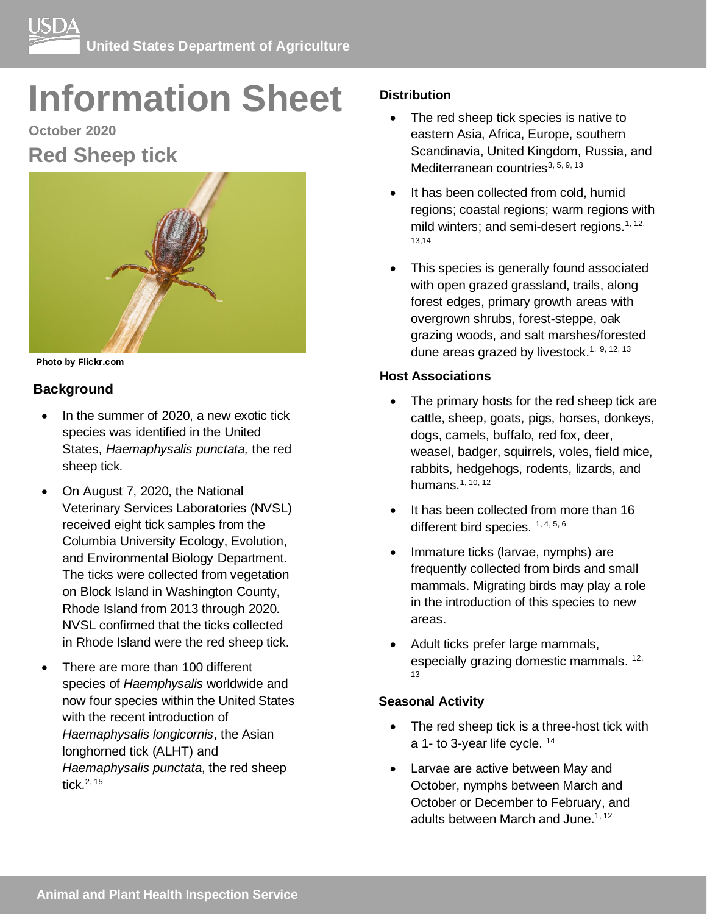# Information Sheet

**October 2020**

## Red Sheep tick

**Photo by Flickr.com**

### Background

- In the summer of 2020, a new exotic tick species was identified in the United States, *Haemaphysalis punctata,* the red sheep tick.
- On August 7, 2020, the National Veterinary Services Laboratories (NVSL) received eight tick samples from the Columbia University Ecology, Evolution, and Environmental Biology Department. The ticks were collected from vegetation on Block Island in Washington County, Rhode Island from 2013 through 2020. NVSL confirmed that the ticks collected in Rhode Island were the red sheep tick.
- There are more than 100 different species of *Haemphysalis* worldwide and now four species within the United States with the recent introduction of *Haemaphysalis longicornis*, the Asian longhorned tick (ALHT) and *Haemaphysalis punctata*, the red sheep tick.[2, 15]

### Distribution

- The red sheep tick species is native to eastern Asia, Africa, Europe, southern Scandinavia, United Kingdom, Russia, and Mediterranean countries[3, 5, 9, 13]
- It has been collected from cold, humid regions; coastal regions; warm regions with mild winters; and semi-desert regions.[1, 12, 13,14]
- This species is generally found associated with open grazed grassland, trails, along forest edges, primary growth areas with overgrown shrubs, forest-steppe, oak grazing woods, and salt marshes/forested dune areas grazed by livestock.[1, 9, 12, 13]

### Host Associations

- The primary hosts for the red sheep tick are cattle, sheep, goats, pigs, horses, donkeys, dogs, camels, buffalo, red fox, deer, weasel, badger, squirrels, voles, field mice, rabbits, hedgehogs, rodents, lizards, and humans.[1, 10, 12]
- It has been collected from more than 16 different bird species. [1, 4, 5, 6]
- Immature ticks (larvae, nymphs) are frequently collected from birds and small mammals. Migrating birds may play a role in the introduction of this species to new areas.
- Adult ticks prefer large mammals, especially grazing domestic mammals. [12, 13]

### Seasonal Activity

- The red sheep tick is a three-host tick with a 1- to 3-year life cycle. [14]
- Larvae are active between May and October, nymphs between March and October or December to February, and adults between March and June.[1, 12]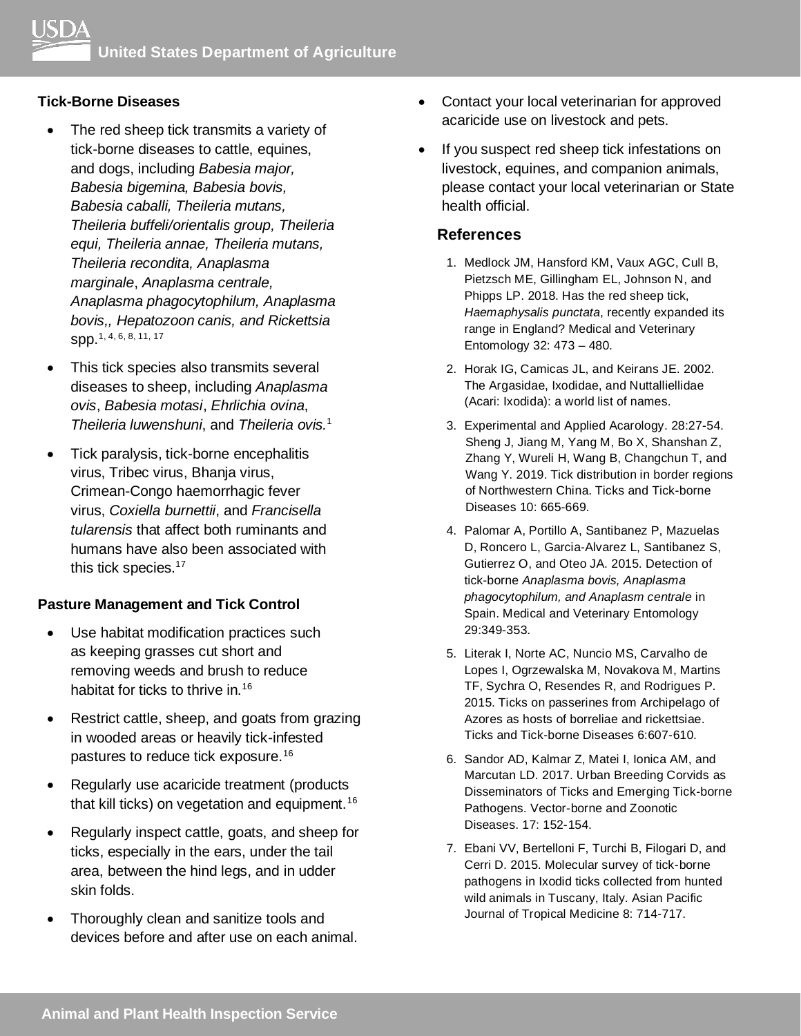## Tick-Borne Diseases

- The red sheep tick transmits a variety of tick-borne diseases to cattle, equines, and dogs, including *Babesia major, Babesia bigemina, Babesia bovis, Babesia caballi, Theileria mutans, Theileria buffeli/orientalis group, Theileria equi, Theileria annae, Theileria mutans, Theileria recondita, Anaplasma marginale*, *Anaplasma centrale, Anaplasma phagocytophilum, Anaplasma bovis,, Hepatozoon canis, and Rickettsia* spp.[1, 4, 6, 8, 11, 17]
- This tick species also transmits several diseases to sheep, including *Anaplasma ovis*, *Babesia motasi*, *Ehrlichia ovina*, *Theileria luwenshuni*, and *Theileria ovis.*[1]
- Tick paralysis, tick-borne encephalitis virus, Tribec virus, Bhanja virus, Crimean-Congo haemorrhagic fever virus, *Coxiella burnettii*, and *Francisella tularensis* that affect both ruminants and humans have also been associated with this tick species.[17]

## Pasture Management and Tick Control

- Use habitat modification practices such as keeping grasses cut short and removing weeds and brush to reduce habitat for ticks to thrive in.[16]
- Restrict cattle, sheep, and goats from grazing in wooded areas or heavily tick-infested pastures to reduce tick exposure.[16]
- Regularly use acaricide treatment (products that kill ticks) on vegetation and equipment.[16]
- Regularly inspect cattle, goats, and sheep for ticks, especially in the ears, under the tail area, between the hind legs, and in udder skin folds.
- Thoroughly clean and sanitize tools and devices before and after use on each animal.
- Contact your local veterinarian for approved acaricide use on livestock and pets.
- If you suspect red sheep tick infestations on livestock, equines, and companion animals, please contact your local veterinarian or State health official.

## References

1. Medlock JM, Hansford KM, Vaux AGC, Cull B, Pietzsch ME, Gillingham EL, Johnson N, and Phipps LP. 2018. Has the red sheep tick, *Haemaphysalis punctata*, recently expanded its range in England? Medical and Veterinary Entomology 32: 473 – 480.
2. Horak IG, Camicas JL, and Keirans JE. 2002. The Argasidae, Ixodidae, and Nuttalliellidae (Acari: Ixodida): a world list of names.
3. Experimental and Applied Acarology. 28:27-54. Sheng J, Jiang M, Yang M, Bo X, Shanshan Z, Zhang Y, Wureli H, Wang B, Changchun T, and Wang Y. 2019. Tick distribution in border regions of Northwestern China. Ticks and Tick-borne Diseases 10: 665-669.
4. Palomar A, Portillo A, Santibanez P, Mazuelas D, Roncero L, Garcia-Alvarez L, Santibanez S, Gutierrez O, and Oteo JA. 2015. Detection of tick-borne *Anaplasma bovis, Anaplasma phagocytophilum, and Anaplasm centrale* in Spain. Medical and Veterinary Entomology 29:349-353.
5. Literak I, Norte AC, Nuncio MS, Carvalho de Lopes I, Ogrzewalska M, Novakova M, Martins TF, Sychra O, Resendes R, and Rodrigues P. 2015. Ticks on passerines from Archipelago of Azores as hosts of borreliae and rickettsiae. Ticks and Tick-borne Diseases 6:607-610.
6. Sandor AD, Kalmar Z, Matei I, Ionica AM, and Marcutan LD. 2017. Urban Breeding Corvids as Disseminators of Ticks and Emerging Tick-borne Pathogens. Vector-borne and Zoonotic Diseases. 17: 152-154.
7. Ebani VV, Bertelloni F, Turchi B, Filogari D, and Cerri D. 2015. Molecular survey of tick-borne pathogens in Ixodid ticks collected from hunted wild animals in Tuscany, Italy. Asian Pacific Journal of Tropical Medicine 8: 714-717.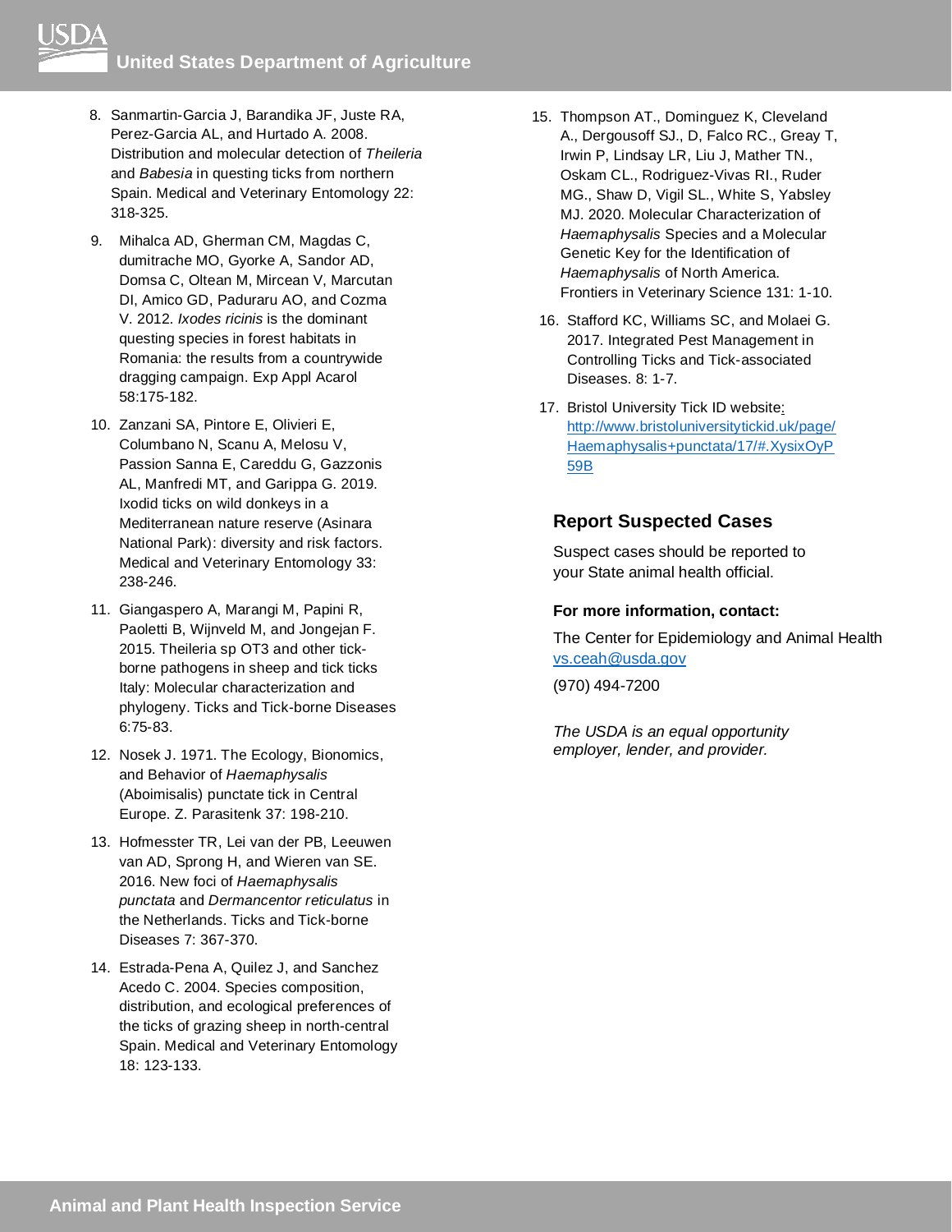8. Sanmartin-Garcia J, Barandika JF, Juste RA, Perez-Garcia AL, and Hurtado A. 2008. Distribution and molecular detection of *Theileria* and *Babesia* in questing ticks from northern Spain. Medical and Veterinary Entomology 22: 318-325.
9. Mihalca AD, Gherman CM, Magdas C, dumitrache MO, Gyorke A, Sandor AD, Domsa C, Oltean M, Mircean V, Marcutan DI, Amico GD, Paduraru AO, and Cozma V. 2012. *Ixodes ricinis* is the dominant questing species in forest habitats in Romania: the results from a countrywide dragging campaign. Exp Appl Acarol 58:175-182.
10. Zanzani SA, Pintore E, Olivieri E, Columbano N, Scanu A, Melosu V, Passion Sanna E, Careddu G, Gazzonis AL, Manfredi MT, and Garippa G. 2019. Ixodid ticks on wild donkeys in a Mediterranean nature reserve (Asinara National Park): diversity and risk factors. Medical and Veterinary Entomology 33: 238-246.
11. Giangaspero A, Marangi M, Papini R, Paoletti B, Wijnveld M, and Jongejan F. 2015. Theileria sp OT3 and other tick-borne pathogens in sheep and tick ticks Italy: Molecular characterization and phylogeny. Ticks and Tick-borne Diseases 6:75-83.
12. Nosek J. 1971. The Ecology, Bionomics, and Behavior of *Haemaphysalis* (Aboimisalis) punctate tick in Central Europe. Z. Parasitenk 37: 198-210.
13. Hofmesster TR, Lei van der PB, Leeuwen van AD, Sprong H, and Wieren van SE. 2016. New foci of *Haemaphysalis punctata* and *Dermancentor reticulatus* in the Netherlands. Ticks and Tick-borne Diseases 7: 367-370.
14. Estrada-Pena A, Quilez J, and Sanchez Acedo C. 2004. Species composition, distribution, and ecological preferences of the ticks of grazing sheep in north-central Spain. Medical and Veterinary Entomology 18: 123-133.
15. Thompson AT., Dominguez K, Cleveland A., Dergousoff SJ., D, Falco RC., Greay T, Irwin P, Lindsay LR, Liu J, Mather TN., Oskam CL., Rodriguez-Vivas RI., Ruder MG., Shaw D, Vigil SL., White S, Yabsley MJ. 2020. Molecular Characterization of *Haemaphysalis* Species and a Molecular Genetic Key for the Identification of *Haemaphysalis* of North America. Frontiers in Veterinary Science 131: 1-10.
16. Stafford KC, Williams SC, and Molaei G. 2017. Integrated Pest Management in Controlling Ticks and Tick-associated Diseases. 8: 1-7.
17. Bristol University Tick ID website: http://www.bristoluniversitytickid.uk/page/Haemaphysalis+punctata/17/#.XysixOyP59B

## Report Suspected Cases

Suspect cases should be reported to your State animal health official.

**For more information, contact:**

The Center for Epidemiology and Animal Health
vs.ceah@usda.gov

(970) 494-7200

*The USDA is an equal opportunity employer, lender, and provider.*